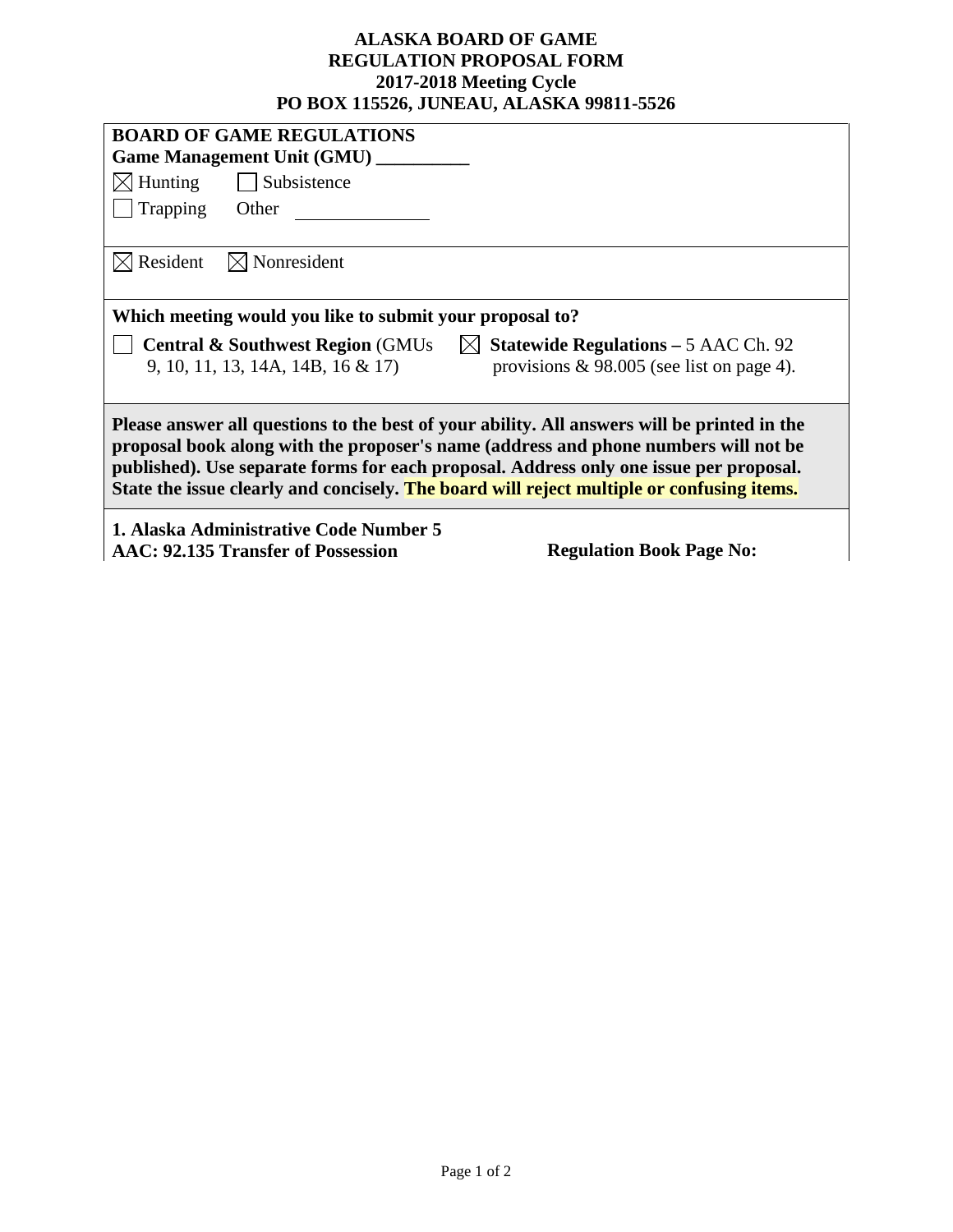**ALASKA BOARD OF GAME**
**REGULATION PROPOSAL FORM**
**2017-2018 Meeting Cycle**
**PO BOX 115526, JUNEAU, ALASKA 99811-5526**

**BOARD OF GAME REGULATIONS**
**Game Management Unit (GMU) __________**

☒ Hunting ☐ Subsistence
☐ Trapping Other ______________

☒ Resident ☒ Nonresident

**Which meeting would you like to submit your proposal to?**

☐ **Central & Southwest Region** (GMUs 9, 10, 11, 13, 14A, 14B, 16 & 17)
☒ **Statewide Regulations –** 5 AAC Ch. 92 provisions & 98.005 (see list on page 4).

**Please answer all questions to the best of your ability. All answers will be printed in the proposal book along with the proposer's name (address and phone numbers will not be published). Use separate forms for each proposal. Address only one issue per proposal. State the issue clearly and concisely. The board will reject multiple or confusing items.**

**1. Alaska Administrative Code Number 5 AAC: 92.135 Transfer of Possession** **Regulation Book Page No:**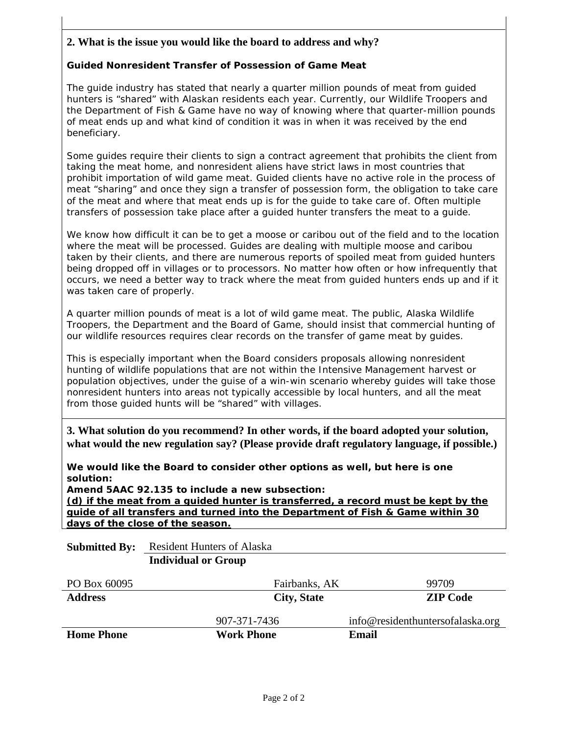## 2. What is the issue you would like the board to address and why?

**Guided Nonresident Transfer of Possession of Game Meat**

The guide industry has stated that nearly a quarter million pounds of meat from guided hunters is "shared" with Alaskan residents each year. Currently, our Wildlife Troopers and the Department of Fish & Game have no way of knowing where that quarter-million pounds of meat ends up and what kind of condition it was in when it was received by the end beneficiary.

Some guides require their clients to sign a contract agreement that prohibits the client from taking the meat home, and nonresident aliens have strict laws in most countries that prohibit importation of wild game meat. Guided clients have no active role in the process of meat "sharing" and once they sign a transfer of possession form, the obligation to take care of the meat and where that meat ends up is for the guide to take care of. Often multiple transfers of possession take place after a guided hunter transfers the meat to a guide.

We know how difficult it can be to get a moose or caribou out of the field and to the location where the meat will be processed. Guides are dealing with multiple moose and caribou taken by their clients, and there are numerous reports of spoiled meat from guided hunters being dropped off in villages or to processors. No matter how often or how infrequently that occurs, we need a better way to track where the meat from guided hunters ends up and if it was taken care of properly.

A quarter million pounds of meat is a lot of wild game meat. The public, Alaska Wildlife Troopers, the Department and the Board of Game, should insist that commercial hunting of our wildlife resources requires clear records on the transfer of game meat by guides.

This is especially important when the Board considers proposals allowing nonresident hunting of wildlife populations that are not within the Intensive Management harvest or population objectives, under the guise of a win-win scenario whereby guides will take those nonresident hunters into areas not typically accessible by local hunters, and all the meat from those guided hunts will be "shared" with villages.

## 3. What solution do you recommend? In other words, if the board adopted your solution, what would the new regulation say? (Please provide draft regulatory language, if possible.)

**We would like the Board to consider other options as well, but here is one solution:**
**Amend 5AAC 92.135 to include a new subsection:**
**<u>(d) if the meat from a guided hunter is transferred, a record must be kept by the guide of all transfers and turned into the Department of Fish & Game within 30 days of the close of the season.</u>**

**Submitted By:** Resident Hunters of Alaska
**Individual or Group**

| | | |
|---|---|---|
| PO Box 60095 | Fairbanks, AK | 99709 |
| **Address** | **City, State** | **ZIP Code** |
| | 907-371-7436 | info@residenthuntersofalaska.org |
| **Home Phone** | **Work Phone** | **Email** |